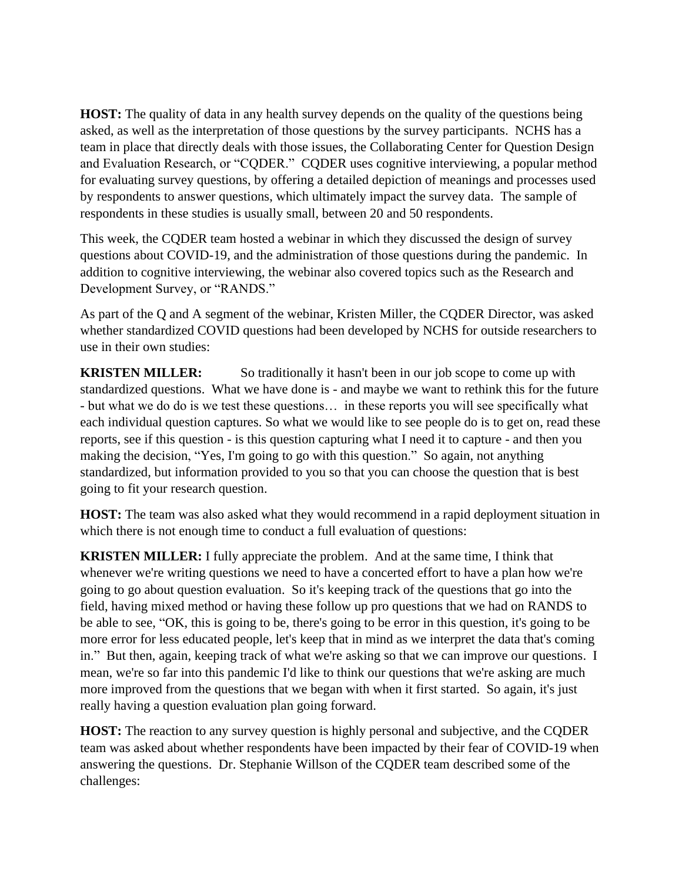**HOST:** The quality of data in any health survey depends on the quality of the questions being asked, as well as the interpretation of those questions by the survey participants. NCHS has a team in place that directly deals with those issues, the Collaborating Center for Question Design and Evaluation Research, or "CQDER." CQDER uses cognitive interviewing, a popular method for evaluating survey questions, by offering a detailed depiction of meanings and processes used by respondents to answer questions, which ultimately impact the survey data. The sample of respondents in these studies is usually small, between 20 and 50 respondents.

This week, the CQDER team hosted a webinar in which they discussed the design of survey questions about COVID-19, and the administration of those questions during the pandemic. In addition to cognitive interviewing, the webinar also covered topics such as the Research and Development Survey, or "RANDS."

As part of the Q and A segment of the webinar, Kristen Miller, the CQDER Director, was asked whether standardized COVID questions had been developed by NCHS for outside researchers to use in their own studies:

**KRISTEN MILLER:** So traditionally it hasn't been in our job scope to come up with standardized questions. What we have done is - and maybe we want to rethink this for the future - but what we do do is we test these questions… in these reports you will see specifically what each individual question captures. So what we would like to see people do is to get on, read these reports, see if this question - is this question capturing what I need it to capture - and then you making the decision, "Yes, I'm going to go with this question." So again, not anything standardized, but information provided to you so that you can choose the question that is best going to fit your research question.

**HOST:** The team was also asked what they would recommend in a rapid deployment situation in which there is not enough time to conduct a full evaluation of questions:

**KRISTEN MILLER:** I fully appreciate the problem. And at the same time, I think that whenever we're writing questions we need to have a concerted effort to have a plan how we're going to go about question evaluation. So it's keeping track of the questions that go into the field, having mixed method or having these follow up pro questions that we had on RANDS to be able to see, "OK, this is going to be, there's going to be error in this question, it's going to be more error for less educated people, let's keep that in mind as we interpret the data that's coming in." But then, again, keeping track of what we're asking so that we can improve our questions. I mean, we're so far into this pandemic I'd like to think our questions that we're asking are much more improved from the questions that we began with when it first started. So again, it's just really having a question evaluation plan going forward.

**HOST:** The reaction to any survey question is highly personal and subjective, and the CQDER team was asked about whether respondents have been impacted by their fear of COVID-19 when answering the questions. Dr. Stephanie Willson of the CQDER team described some of the challenges: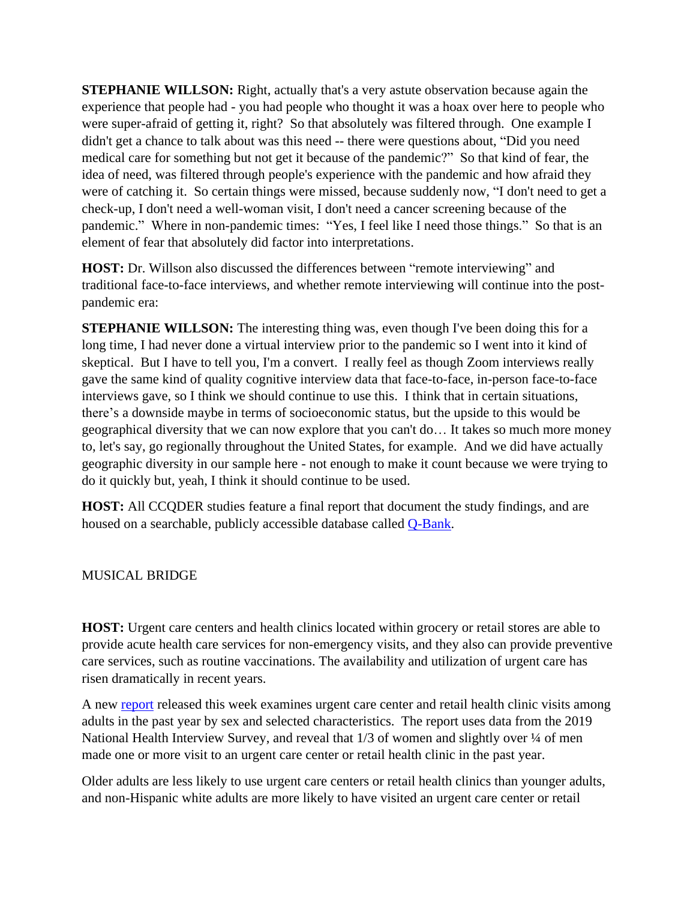**STEPHANIE WILLSON:** Right, actually that's a very astute observation because again the experience that people had - you had people who thought it was a hoax over here to people who were super-afraid of getting it, right? So that absolutely was filtered through. One example I didn't get a chance to talk about was this need -- there were questions about, "Did you need medical care for something but not get it because of the pandemic?" So that kind of fear, the idea of need, was filtered through people's experience with the pandemic and how afraid they were of catching it. So certain things were missed, because suddenly now, "I don't need to get a check-up, I don't need a well-woman visit, I don't need a cancer screening because of the pandemic." Where in non-pandemic times: "Yes, I feel like I need those things." So that is an element of fear that absolutely did factor into interpretations.

**HOST:** Dr. Willson also discussed the differences between "remote interviewing" and traditional face-to-face interviews, and whether remote interviewing will continue into the post-pandemic era:

**STEPHANIE WILLSON:** The interesting thing was, even though I've been doing this for a long time, I had never done a virtual interview prior to the pandemic so I went into it kind of skeptical. But I have to tell you, I'm a convert. I really feel as though Zoom interviews really gave the same kind of quality cognitive interview data that face-to-face, in-person face-to-face interviews gave, so I think we should continue to use this. I think that in certain situations, there's a downside maybe in terms of socioeconomic status, but the upside to this would be geographical diversity that we can now explore that you can't do… It takes so much more money to, let's say, go regionally throughout the United States, for example. And we did have actually geographic diversity in our sample here - not enough to make it count because we were trying to do it quickly but, yeah, I think it should continue to be used.

**HOST:** All CCQDER studies feature a final report that document the study findings, and are housed on a searchable, publicly accessible database called Q-Bank.

MUSICAL BRIDGE

**HOST:** Urgent care centers and health clinics located within grocery or retail stores are able to provide acute health care services for non-emergency visits, and they also can provide preventive care services, such as routine vaccinations. The availability and utilization of urgent care has risen dramatically in recent years.

A new report released this week examines urgent care center and retail health clinic visits among adults in the past year by sex and selected characteristics. The report uses data from the 2019 National Health Interview Survey, and reveal that 1/3 of women and slightly over ¼ of men made one or more visit to an urgent care center or retail health clinic in the past year.

Older adults are less likely to use urgent care centers or retail health clinics than younger adults, and non-Hispanic white adults are more likely to have visited an urgent care center or retail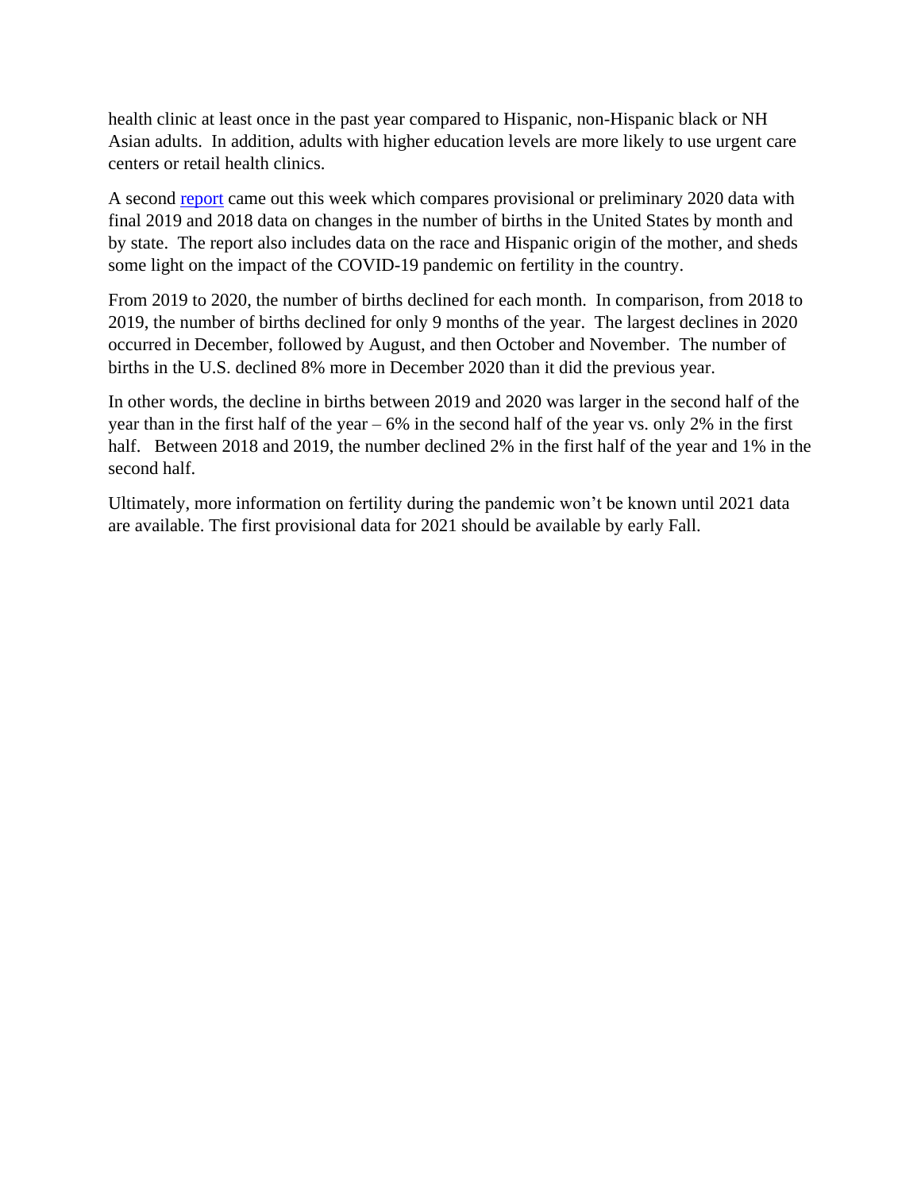health clinic at least once in the past year compared to Hispanic, non-Hispanic black or NH Asian adults. In addition, adults with higher education levels are more likely to use urgent care centers or retail health clinics.

A second report came out this week which compares provisional or preliminary 2020 data with final 2019 and 2018 data on changes in the number of births in the United States by month and by state. The report also includes data on the race and Hispanic origin of the mother, and sheds some light on the impact of the COVID-19 pandemic on fertility in the country.

From 2019 to 2020, the number of births declined for each month. In comparison, from 2018 to 2019, the number of births declined for only 9 months of the year. The largest declines in 2020 occurred in December, followed by August, and then October and November. The number of births in the U.S. declined 8% more in December 2020 than it did the previous year.

In other words, the decline in births between 2019 and 2020 was larger in the second half of the year than in the first half of the year – 6% in the second half of the year vs. only 2% in the first half. Between 2018 and 2019, the number declined 2% in the first half of the year and 1% in the second half.

Ultimately, more information on fertility during the pandemic won't be known until 2021 data are available. The first provisional data for 2021 should be available by early Fall.